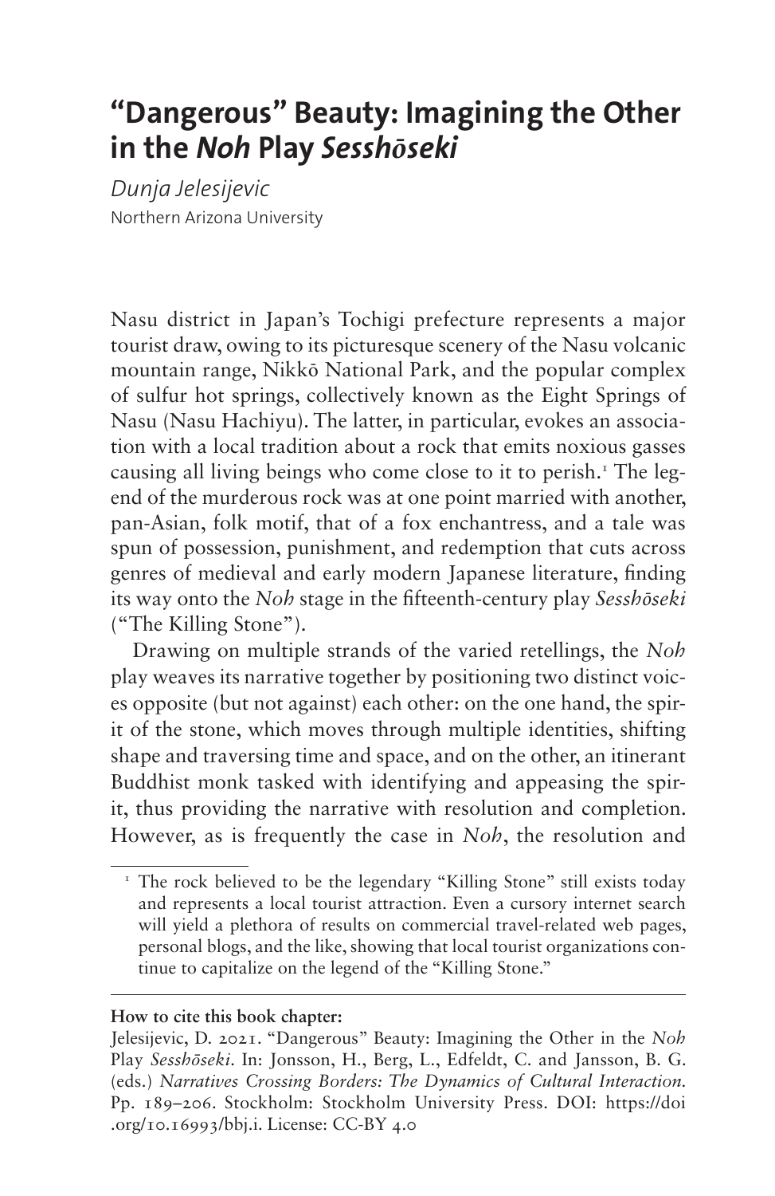# "Dangerous" Beauty: Imagining the Other in the *Noh* Play *Sesshōseki*

*Dunja Jelesijevic*
Northern Arizona University

Nasu district in Japan's Tochigi prefecture represents a major tourist draw, owing to its picturesque scenery of the Nasu volcanic mountain range, Nikkō National Park, and the popular complex of sulfur hot springs, collectively known as the Eight Springs of Nasu (Nasu Hachiyu). The latter, in particular, evokes an association with a local tradition about a rock that emits noxious gasses causing all living beings who come close to it to perish.[1] The legend of the murderous rock was at one point married with another, pan-Asian, folk motif, that of a fox enchantress, and a tale was spun of possession, punishment, and redemption that cuts across genres of medieval and early modern Japanese literature, finding its way onto the *Noh* stage in the fifteenth-century play *Sesshōseki* ("The Killing Stone").

Drawing on multiple strands of the varied retellings, the *Noh* play weaves its narrative together by positioning two distinct voices opposite (but not against) each other: on the one hand, the spirit of the stone, which moves through multiple identities, shifting shape and traversing time and space, and on the other, an itinerant Buddhist monk tasked with identifying and appeasing the spirit, thus providing the narrative with resolution and completion. However, as is frequently the case in *Noh*, the resolution and

[1] The rock believed to be the legendary "Killing Stone" still exists today and represents a local tourist attraction. Even a cursory internet search will yield a plethora of results on commercial travel-related web pages, personal blogs, and the like, showing that local tourist organizations continue to capitalize on the legend of the "Killing Stone."

**How to cite this book chapter:**

Jelesijevic, D. 2021. "Dangerous" Beauty: Imagining the Other in the *Noh* Play *Sesshōseki*. In: Jonsson, H., Berg, L., Edfeldt, C. and Jansson, B. G. (eds.) *Narratives Crossing Borders: The Dynamics of Cultural Interaction*. Pp. 189–206. Stockholm: Stockholm University Press. DOI: https://doi.org/10.16993/bbj.i. License: CC-BY 4.0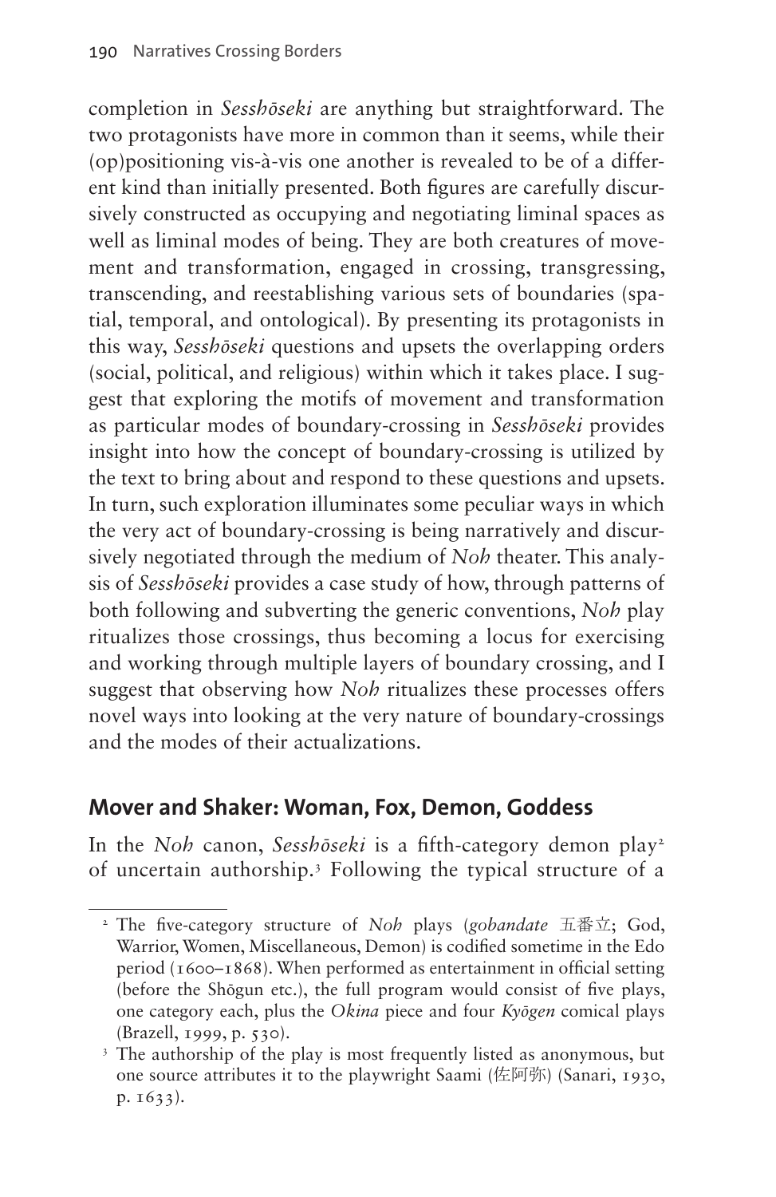completion in *Sesshōseki* are anything but straightforward. The two protagonists have more in common than it seems, while their (op)positioning vis-à-vis one another is revealed to be of a different kind than initially presented. Both figures are carefully discursively constructed as occupying and negotiating liminal spaces as well as liminal modes of being. They are both creatures of movement and transformation, engaged in crossing, transgressing, transcending, and reestablishing various sets of boundaries (spatial, temporal, and ontological). By presenting its protagonists in this way, *Sesshōseki* questions and upsets the overlapping orders (social, political, and religious) within which it takes place. I suggest that exploring the motifs of movement and transformation as particular modes of boundary-crossing in *Sesshōseki* provides insight into how the concept of boundary-crossing is utilized by the text to bring about and respond to these questions and upsets. In turn, such exploration illuminates some peculiar ways in which the very act of boundary-crossing is being narratively and discursively negotiated through the medium of *Noh* theater. This analysis of *Sesshōseki* provides a case study of how, through patterns of both following and subverting the generic conventions, *Noh* play ritualizes those crossings, thus becoming a locus for exercising and working through multiple layers of boundary crossing, and I suggest that observing how *Noh* ritualizes these processes offers novel ways into looking at the very nature of boundary-crossings and the modes of their actualizations.

## Mover and Shaker: Woman, Fox, Demon, Goddess

In the *Noh* canon, *Sesshōseki* is a fifth-category demon play[2] of uncertain authorship.[3] Following the typical structure of a

---

[2] The five-category structure of *Noh* plays (*gobandate* 五番立; God, Warrior, Women, Miscellaneous, Demon) is codified sometime in the Edo period (1600–1868). When performed as entertainment in official setting (before the Shōgun etc.), the full program would consist of five plays, one category each, plus the *Okina* piece and four *Kyōgen* comical plays (Brazell, 1999, p. 530).

[3] The authorship of the play is most frequently listed as anonymous, but one source attributes it to the playwright Saami (佐阿弥) (Sanari, 1930, p. 1633).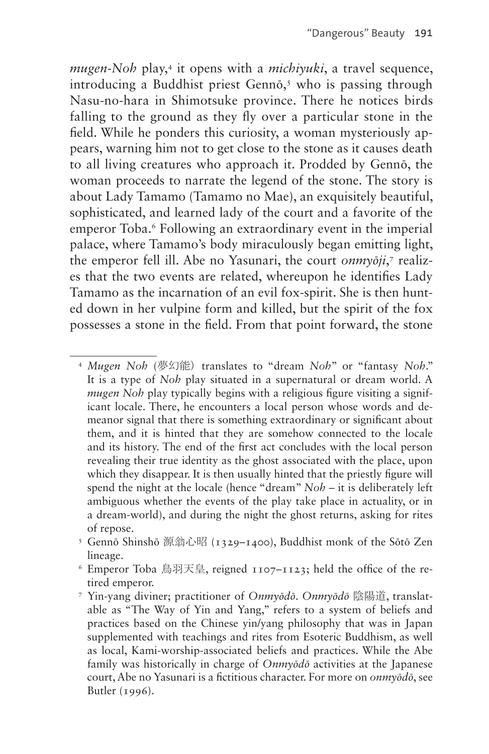*mugen-Noh* play,[4] it opens with a *michiyuki*, a travel sequence, introducing a Buddhist priest Gennō,[5] who is passing through Nasu-no-hara in Shimotsuke province. There he notices birds falling to the ground as they fly over a particular stone in the field. While he ponders this curiosity, a woman mysteriously appears, warning him not to get close to the stone as it causes death to all living creatures who approach it. Prodded by Gennō, the woman proceeds to narrate the legend of the stone. The story is about Lady Tamamo (Tamamo no Mae), an exquisitely beautiful, sophisticated, and learned lady of the court and a favorite of the emperor Toba.[6] Following an extraordinary event in the imperial palace, where Tamamo's body miraculously began emitting light, the emperor fell ill. Abe no Yasunari, the court *onmyōji*,[7] realizes that the two events are related, whereupon he identifies Lady Tamamo as the incarnation of an evil fox-spirit. She is then hunted down in her vulpine form and killed, but the spirit of the fox possesses a stone in the field. From that point forward, the stone

---

[4] *Mugen Noh* (夢幻能) translates to "dream *Noh*" or "fantasy *Noh*." It is a type of *Noh* play situated in a supernatural or dream world. A *mugen Noh* play typically begins with a religious figure visiting a significant locale. There, he encounters a local person whose words and demeanor signal that there is something extraordinary or significant about them, and it is hinted that they are somehow connected to the locale and its history. The end of the first act concludes with the local person revealing their true identity as the ghost associated with the place, upon which they disappear. It is then usually hinted that the priestly figure will spend the night at the locale (hence "dream" *Noh* – it is deliberately left ambiguous whether the events of the play take place in actuality, or in a dream-world), and during the night the ghost returns, asking for rites of repose.

[5] Gennō Shinshō 源翁心昭 (1329–1400), Buddhist monk of the Sōtō Zen lineage.

[6] Emperor Toba 鳥羽天皇, reigned 1107–1123; held the office of the retired emperor.

[7] Yin-yang diviner; practitioner of *Onmyōdō*. *Onmyōdō* 陰陽道, translatable as "The Way of Yin and Yang," refers to a system of beliefs and practices based on the Chinese yin/yang philosophy that was in Japan supplemented with teachings and rites from Esoteric Buddhism, as well as local, Kami-worship-associated beliefs and practices. While the Abe family was historically in charge of *Onmyōdō* activities at the Japanese court, Abe no Yasunari is a fictitious character. For more on *onmyōdō*, see Butler (1996).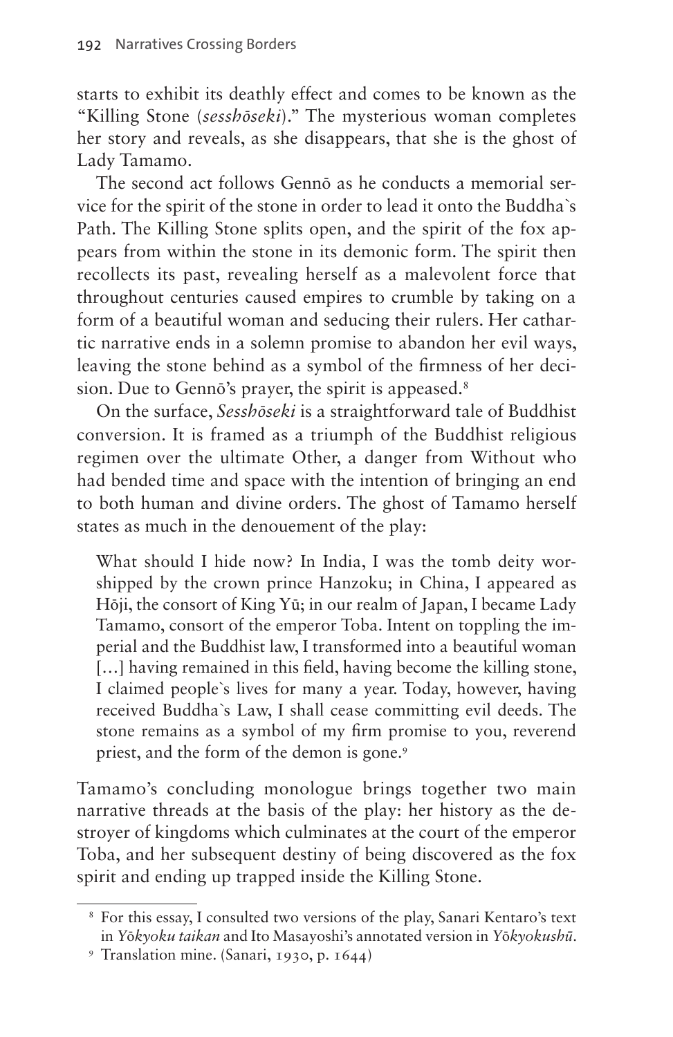starts to exhibit its deathly effect and comes to be known as the "Killing Stone (*sesshōseki*)." The mysterious woman completes her story and reveals, as she disappears, that she is the ghost of Lady Tamamo.

The second act follows Gennō as he conducts a memorial service for the spirit of the stone in order to lead it onto the Buddha`s Path. The Killing Stone splits open, and the spirit of the fox appears from within the stone in its demonic form. The spirit then recollects its past, revealing herself as a malevolent force that throughout centuries caused empires to crumble by taking on a form of a beautiful woman and seducing their rulers. Her cathartic narrative ends in a solemn promise to abandon her evil ways, leaving the stone behind as a symbol of the firmness of her decision. Due to Gennō's prayer, the spirit is appeased.[8]

On the surface, *Sesshōseki* is a straightforward tale of Buddhist conversion. It is framed as a triumph of the Buddhist religious regimen over the ultimate Other, a danger from Without who had bended time and space with the intention of bringing an end to both human and divine orders. The ghost of Tamamo herself states as much in the denouement of the play:

> What should I hide now? In India, I was the tomb deity worshipped by the crown prince Hanzoku; in China, I appeared as Hōji, the consort of King Yū; in our realm of Japan, I became Lady Tamamo, consort of the emperor Toba. Intent on toppling the imperial and the Buddhist law, I transformed into a beautiful woman [...] having remained in this field, having become the killing stone, I claimed people`s lives for many a year. Today, however, having received Buddha`s Law, I shall cease committing evil deeds. The stone remains as a symbol of my firm promise to you, reverend priest, and the form of the demon is gone.[9]

Tamamo's concluding monologue brings together two main narrative threads at the basis of the play: her history as the destroyer of kingdoms which culminates at the court of the emperor Toba, and her subsequent destiny of being discovered as the fox spirit and ending up trapped inside the Killing Stone.

---

[8] For this essay, I consulted two versions of the play, Sanari Kentaro's text in *Yōkyoku taikan* and Ito Masayoshi's annotated version in *Yōkyokushū*.

[9] Translation mine. (Sanari, 1930, p. 1644)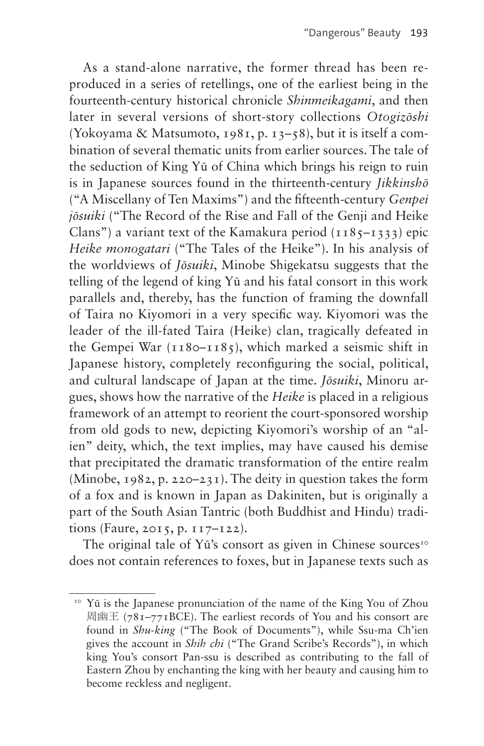As a stand-alone narrative, the former thread has been reproduced in a series of retellings, one of the earliest being in the fourteenth-century historical chronicle *Shinmeikagami*, and then later in several versions of short-story collections *Otogizōshi* (Yokoyama & Matsumoto, 1981, p. 13–58), but it is itself a combination of several thematic units from earlier sources. The tale of the seduction of King Yū of China which brings his reign to ruin is in Japanese sources found in the thirteenth-century *Jikkinshō* ("A Miscellany of Ten Maxims") and the fifteenth-century *Genpei jōsuiki* ("The Record of the Rise and Fall of the Genji and Heike Clans") a variant text of the Kamakura period (1185–1333) epic *Heike monogatari* ("The Tales of the Heike"). In his analysis of the worldviews of *Jōsuiki*, Minobe Shigekatsu suggests that the telling of the legend of king Yū and his fatal consort in this work parallels and, thereby, has the function of framing the downfall of Taira no Kiyomori in a very specific way. Kiyomori was the leader of the ill-fated Taira (Heike) clan, tragically defeated in the Gempei War (1180–1185), which marked a seismic shift in Japanese history, completely reconfiguring the social, political, and cultural landscape of Japan at the time. *Jōsuiki*, Minoru argues, shows how the narrative of the *Heike* is placed in a religious framework of an attempt to reorient the court-sponsored worship from old gods to new, depicting Kiyomori's worship of an "alien" deity, which, the text implies, may have caused his demise that precipitated the dramatic transformation of the entire realm (Minobe, 1982, p. 220–231). The deity in question takes the form of a fox and is known in Japan as Dakiniten, but is originally a part of the South Asian Tantric (both Buddhist and Hindu) traditions (Faure, 2015, p. 117–122).

The original tale of Yū's consort as given in Chinese sources[10] does not contain references to foxes, but in Japanese texts such as

[10] Yū is the Japanese pronunciation of the name of the King You of Zhou 周幽王 (781–771BCE). The earliest records of You and his consort are found in *Shu-king* ("The Book of Documents"), while Ssu-ma Ch'ien gives the account in *Shih chi* ("The Grand Scribe's Records"), in which king You's consort Pan-ssu is described as contributing to the fall of Eastern Zhou by enchanting the king with her beauty and causing him to become reckless and negligent.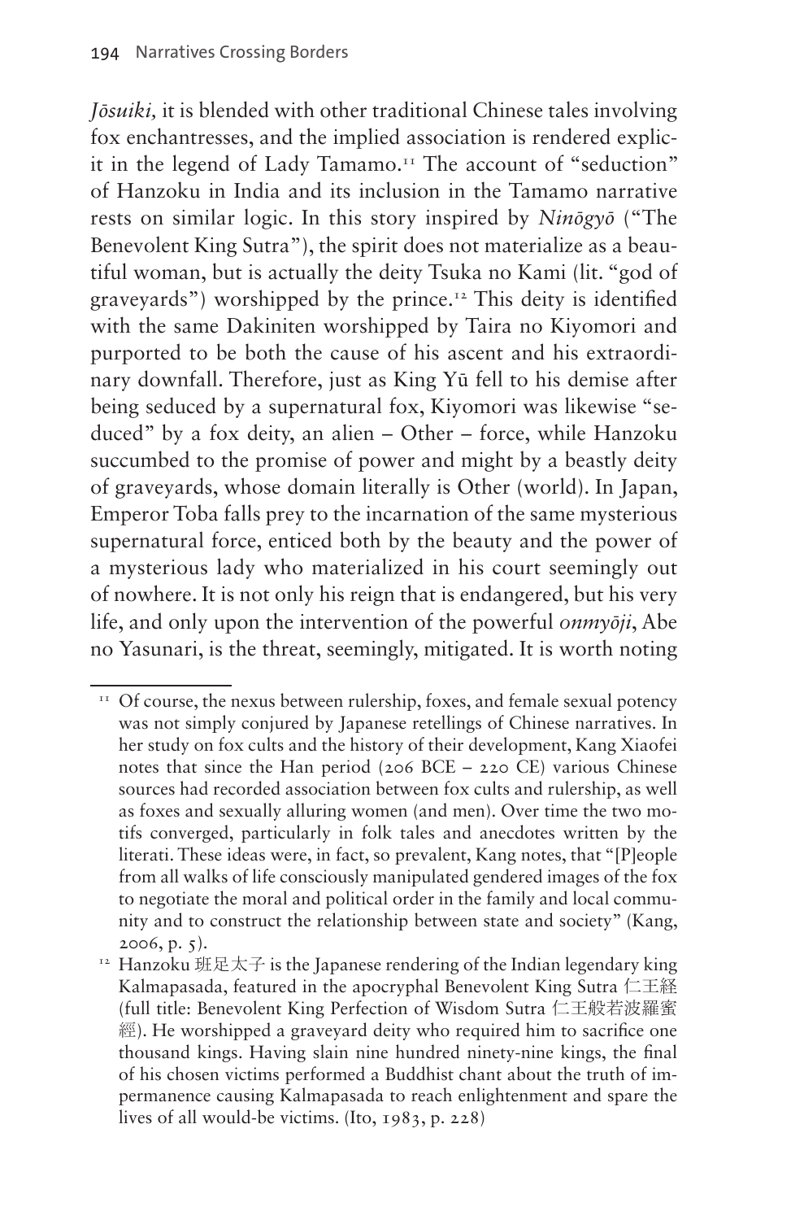*Jōsuiki,* it is blended with other traditional Chinese tales involving fox enchantresses, and the implied association is rendered explicit in the legend of Lady Tamamo.[11] The account of "seduction" of Hanzoku in India and its inclusion in the Tamamo narrative rests on similar logic. In this story inspired by *Ninōgyō* ("The Benevolent King Sutra"), the spirit does not materialize as a beautiful woman, but is actually the deity Tsuka no Kami (lit. "god of graveyards") worshipped by the prince.[12] This deity is identified with the same Dakiniten worshipped by Taira no Kiyomori and purported to be both the cause of his ascent and his extraordinary downfall. Therefore, just as King Yū fell to his demise after being seduced by a supernatural fox, Kiyomori was likewise "seduced" by a fox deity, an alien – Other – force, while Hanzoku succumbed to the promise of power and might by a beastly deity of graveyards, whose domain literally is Other (world). In Japan, Emperor Toba falls prey to the incarnation of the same mysterious supernatural force, enticed both by the beauty and the power of a mysterious lady who materialized in his court seemingly out of nowhere. It is not only his reign that is endangered, but his very life, and only upon the intervention of the powerful *onmyōji*, Abe no Yasunari, is the threat, seemingly, mitigated. It is worth noting

[11] Of course, the nexus between rulership, foxes, and female sexual potency was not simply conjured by Japanese retellings of Chinese narratives. In her study on fox cults and the history of their development, Kang Xiaofei notes that since the Han period (206 BCE – 220 CE) various Chinese sources had recorded association between fox cults and rulership, as well as foxes and sexually alluring women (and men). Over time the two motifs converged, particularly in folk tales and anecdotes written by the literati. These ideas were, in fact, so prevalent, Kang notes, that "[P]eople from all walks of life consciously manipulated gendered images of the fox to negotiate the moral and political order in the family and local community and to construct the relationship between state and society" (Kang, 2006, p. 5).

[12] Hanzoku 班足太子 is the Japanese rendering of the Indian legendary king Kalmapasada, featured in the apocryphal Benevolent King Sutra 仁王経 (full title: Benevolent King Perfection of Wisdom Sutra 仁王般若波羅蜜經). He worshipped a graveyard deity who required him to sacrifice one thousand kings. Having slain nine hundred ninety-nine kings, the final of his chosen victims performed a Buddhist chant about the truth of impermanence causing Kalmapasada to reach enlightenment and spare the lives of all would-be victims. (Ito, 1983, p. 228)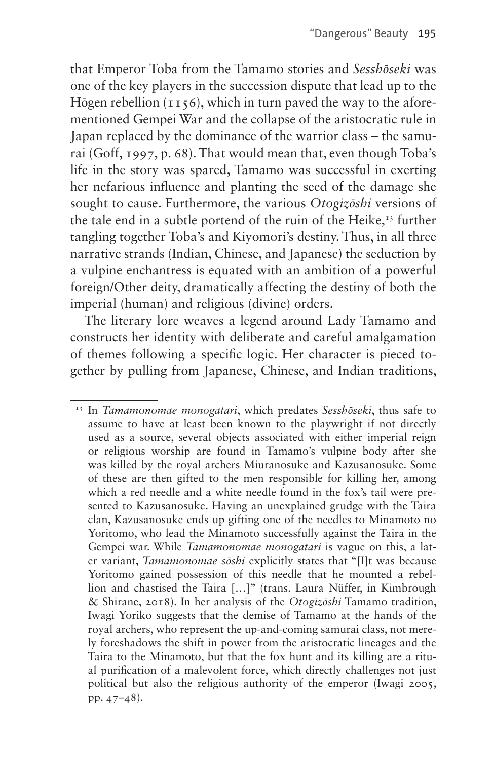that Emperor Toba from the Tamamo stories and *Sesshōseki* was one of the key players in the succession dispute that lead up to the Hōgen rebellion (1156), which in turn paved the way to the aforementioned Gempei War and the collapse of the aristocratic rule in Japan replaced by the dominance of the warrior class – the samurai (Goff, 1997, p. 68). That would mean that, even though Toba's life in the story was spared, Tamamo was successful in exerting her nefarious influence and planting the seed of the damage she sought to cause. Furthermore, the various *Otogizōshi* versions of the tale end in a subtle portend of the ruin of the Heike,[13] further tangling together Toba's and Kiyomori's destiny. Thus, in all three narrative strands (Indian, Chinese, and Japanese) the seduction by a vulpine enchantress is equated with an ambition of a powerful foreign/Other deity, dramatically affecting the destiny of both the imperial (human) and religious (divine) orders.

The literary lore weaves a legend around Lady Tamamo and constructs her identity with deliberate and careful amalgamation of themes following a specific logic. Her character is pieced together by pulling from Japanese, Chinese, and Indian traditions,

---

[13] In *Tamamonomae monogatari*, which predates *Sesshōseki*, thus safe to assume to have at least been known to the playwright if not directly used as a source, several objects associated with either imperial reign or religious worship are found in Tamamo's vulpine body after she was killed by the royal archers Miuranosuke and Kazusanosuke. Some of these are then gifted to the men responsible for killing her, among which a red needle and a white needle found in the fox's tail were presented to Kazusanosuke. Having an unexplained grudge with the Taira clan, Kazusanosuke ends up gifting one of the needles to Minamoto no Yoritomo, who lead the Minamoto successfully against the Taira in the Gempei war. While *Tamamonomae monogatari* is vague on this, a later variant, *Tamamonomae sōshi* explicitly states that "[I]t was because Yoritomo gained possession of this needle that he mounted a rebellion and chastised the Taira […]" (trans. Laura Nüffer, in Kimbrough & Shirane, 2018). In her analysis of the *Otogizōshi* Tamamo tradition, Iwagi Yoriko suggests that the demise of Tamamo at the hands of the royal archers, who represent the up-and-coming samurai class, not merely foreshadows the shift in power from the aristocratic lineages and the Taira to the Minamoto, but that the fox hunt and its killing are a ritual purification of a malevolent force, which directly challenges not just political but also the religious authority of the emperor (Iwagi 2005, pp. 47–48).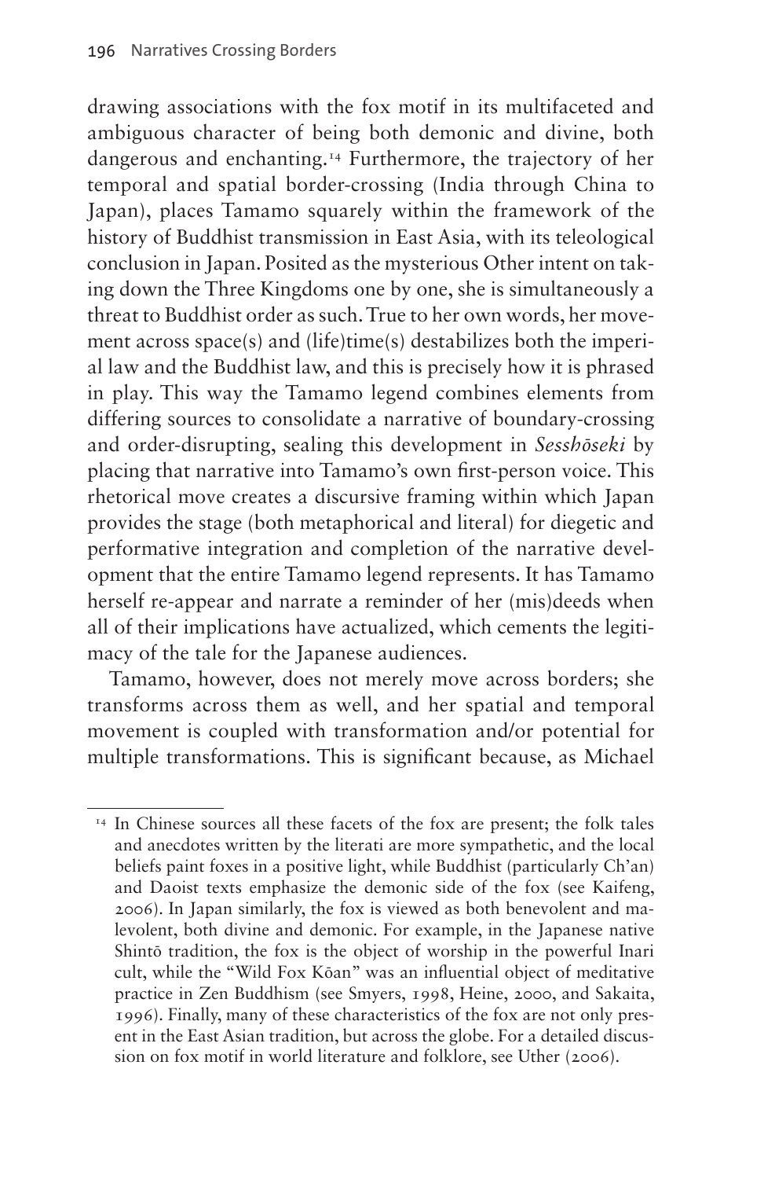drawing associations with the fox motif in its multifaceted and ambiguous character of being both demonic and divine, both dangerous and enchanting.[14] Furthermore, the trajectory of her temporal and spatial border-crossing (India through China to Japan), places Tamamo squarely within the framework of the history of Buddhist transmission in East Asia, with its teleological conclusion in Japan. Posited as the mysterious Other intent on taking down the Three Kingdoms one by one, she is simultaneously a threat to Buddhist order as such. True to her own words, her movement across space(s) and (life)time(s) destabilizes both the imperial law and the Buddhist law, and this is precisely how it is phrased in play. This way the Tamamo legend combines elements from differing sources to consolidate a narrative of boundary-crossing and order-disrupting, sealing this development in *Sesshōseki* by placing that narrative into Tamamo's own first-person voice. This rhetorical move creates a discursive framing within which Japan provides the stage (both metaphorical and literal) for diegetic and performative integration and completion of the narrative development that the entire Tamamo legend represents. It has Tamamo herself re-appear and narrate a reminder of her (mis)deeds when all of their implications have actualized, which cements the legitimacy of the tale for the Japanese audiences.

Tamamo, however, does not merely move across borders; she transforms across them as well, and her spatial and temporal movement is coupled with transformation and/or potential for multiple transformations. This is significant because, as Michael

[14] In Chinese sources all these facets of the fox are present; the folk tales and anecdotes written by the literati are more sympathetic, and the local beliefs paint foxes in a positive light, while Buddhist (particularly Ch'an) and Daoist texts emphasize the demonic side of the fox (see Kaifeng, 2006). In Japan similarly, the fox is viewed as both benevolent and malevolent, both divine and demonic. For example, in the Japanese native Shintō tradition, the fox is the object of worship in the powerful Inari cult, while the "Wild Fox Kōan" was an influential object of meditative practice in Zen Buddhism (see Smyers, 1998, Heine, 2000, and Sakaita, 1996). Finally, many of these characteristics of the fox are not only present in the East Asian tradition, but across the globe. For a detailed discussion on fox motif in world literature and folklore, see Uther (2006).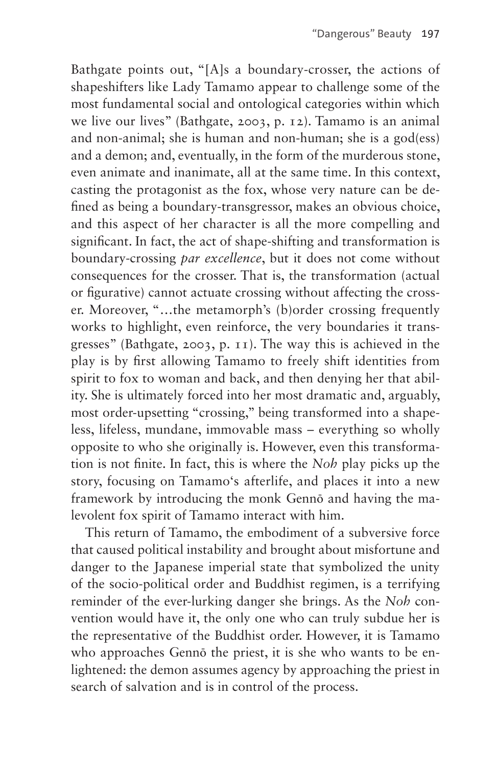Bathgate points out, "[A]s a boundary-crosser, the actions of shapeshifters like Lady Tamamo appear to challenge some of the most fundamental social and ontological categories within which we live our lives" (Bathgate, 2003, p. 12). Tamamo is an animal and non-animal; she is human and non-human; she is a god(ess) and a demon; and, eventually, in the form of the murderous stone, even animate and inanimate, all at the same time. In this context, casting the protagonist as the fox, whose very nature can be defined as being a boundary-transgressor, makes an obvious choice, and this aspect of her character is all the more compelling and significant. In fact, the act of shape-shifting and transformation is boundary-crossing *par excellence*, but it does not come without consequences for the crosser. That is, the transformation (actual or figurative) cannot actuate crossing without affecting the crosser. Moreover, "…the metamorph's (b)order crossing frequently works to highlight, even reinforce, the very boundaries it transgresses" (Bathgate, 2003, p. 11). The way this is achieved in the play is by first allowing Tamamo to freely shift identities from spirit to fox to woman and back, and then denying her that ability. She is ultimately forced into her most dramatic and, arguably, most order-upsetting "crossing," being transformed into a shapeless, lifeless, mundane, immovable mass – everything so wholly opposite to who she originally is. However, even this transformation is not finite. In fact, this is where the *Noh* play picks up the story, focusing on Tamamo's afterlife, and places it into a new framework by introducing the monk Gennō and having the malevolent fox spirit of Tamamo interact with him.

This return of Tamamo, the embodiment of a subversive force that caused political instability and brought about misfortune and danger to the Japanese imperial state that symbolized the unity of the socio-political order and Buddhist regimen, is a terrifying reminder of the ever-lurking danger she brings. As the *Noh* convention would have it, the only one who can truly subdue her is the representative of the Buddhist order. However, it is Tamamo who approaches Gennō the priest, it is she who wants to be enlightened: the demon assumes agency by approaching the priest in search of salvation and is in control of the process.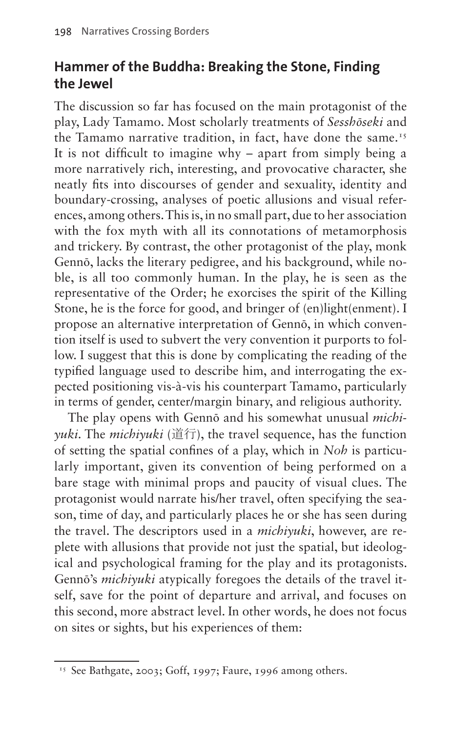## Hammer of the Buddha: Breaking the Stone, Finding the Jewel

The discussion so far has focused on the main protagonist of the play, Lady Tamamo. Most scholarly treatments of *Sesshōseki* and the Tamamo narrative tradition, in fact, have done the same.[15] It is not difficult to imagine why – apart from simply being a more narratively rich, interesting, and provocative character, she neatly fits into discourses of gender and sexuality, identity and boundary-crossing, analyses of poetic allusions and visual references, among others. This is, in no small part, due to her association with the fox myth with all its connotations of metamorphosis and trickery. By contrast, the other protagonist of the play, monk Gennō, lacks the literary pedigree, and his background, while noble, is all too commonly human. In the play, he is seen as the representative of the Order; he exorcises the spirit of the Killing Stone, he is the force for good, and bringer of (en)light(enment). I propose an alternative interpretation of Gennō, in which convention itself is used to subvert the very convention it purports to follow. I suggest that this is done by complicating the reading of the typified language used to describe him, and interrogating the expected positioning vis-à-vis his counterpart Tamamo, particularly in terms of gender, center/margin binary, and religious authority.

The play opens with Gennō and his somewhat unusual *michiyuki*. The *michiyuki* (道行), the travel sequence, has the function of setting the spatial confines of a play, which in *Noh* is particularly important, given its convention of being performed on a bare stage with minimal props and paucity of visual clues. The protagonist would narrate his/her travel, often specifying the season, time of day, and particularly places he or she has seen during the travel. The descriptors used in a *michiyuki*, however, are replete with allusions that provide not just the spatial, but ideological and psychological framing for the play and its protagonists. Gennō's *michiyuki* atypically foregoes the details of the travel itself, save for the point of departure and arrival, and focuses on this second, more abstract level. In other words, he does not focus on sites or sights, but his experiences of them:

[15] See Bathgate, 2003; Goff, 1997; Faure, 1996 among others.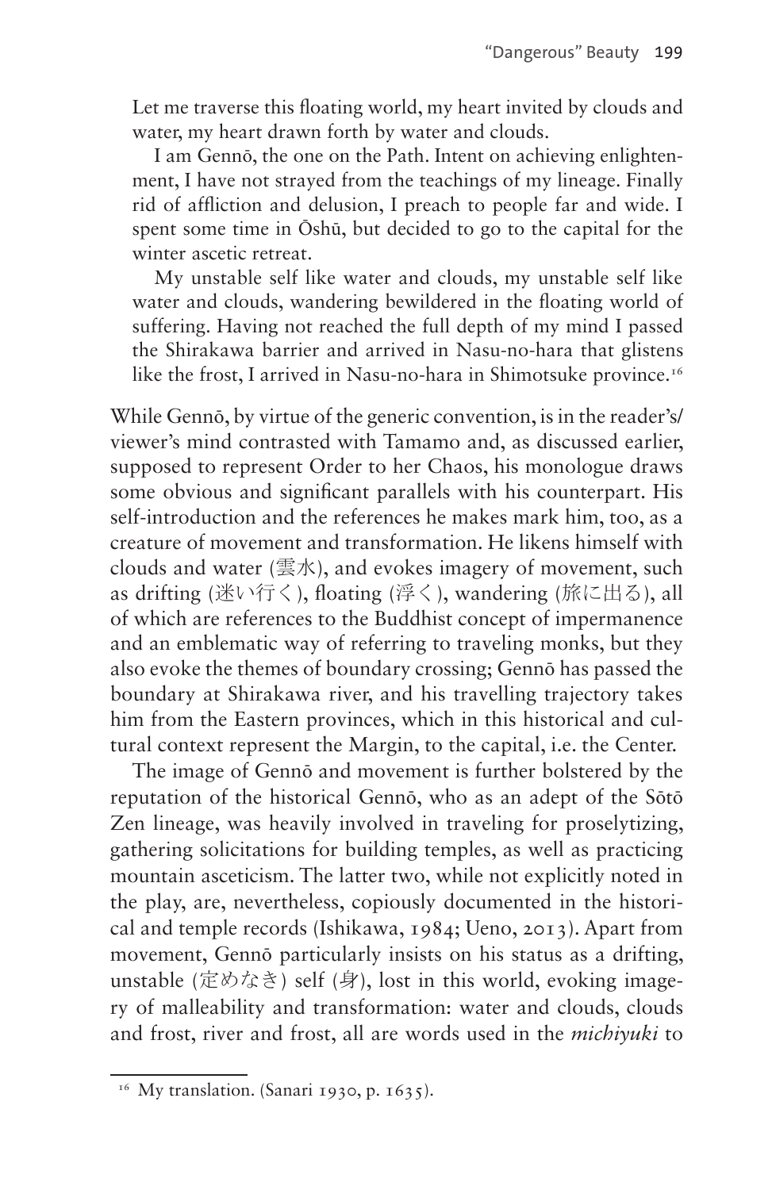Let me traverse this floating world, my heart invited by clouds and water, my heart drawn forth by water and clouds.

I am Gennō, the one on the Path. Intent on achieving enlightenment, I have not strayed from the teachings of my lineage. Finally rid of affliction and delusion, I preach to people far and wide. I spent some time in Ōshū, but decided to go to the capital for the winter ascetic retreat.

My unstable self like water and clouds, my unstable self like water and clouds, wandering bewildered in the floating world of suffering. Having not reached the full depth of my mind I passed the Shirakawa barrier and arrived in Nasu-no-hara that glistens like the frost, I arrived in Nasu-no-hara in Shimotsuke province.[16]

While Gennō, by virtue of the generic convention, is in the reader's/viewer's mind contrasted with Tamamo and, as discussed earlier, supposed to represent Order to her Chaos, his monologue draws some obvious and significant parallels with his counterpart. His self-introduction and the references he makes mark him, too, as a creature of movement and transformation. He likens himself with clouds and water (雲水), and evokes imagery of movement, such as drifting (迷い行く), floating (浮く), wandering (旅に出る), all of which are references to the Buddhist concept of impermanence and an emblematic way of referring to traveling monks, but they also evoke the themes of boundary crossing; Gennō has passed the boundary at Shirakawa river, and his travelling trajectory takes him from the Eastern provinces, which in this historical and cultural context represent the Margin, to the capital, i.e. the Center.

The image of Gennō and movement is further bolstered by the reputation of the historical Gennō, who as an adept of the Sōtō Zen lineage, was heavily involved in traveling for proselytizing, gathering solicitations for building temples, as well as practicing mountain asceticism. The latter two, while not explicitly noted in the play, are, nevertheless, copiously documented in the historical and temple records (Ishikawa, 1984; Ueno, 2013). Apart from movement, Gennō particularly insists on his status as a drifting, unstable (定めなき) self (身), lost in this world, evoking imagery of malleability and transformation: water and clouds, clouds and frost, river and frost, all are words used in the *michiyuki* to

[16] My translation. (Sanari 1930, p. 1635).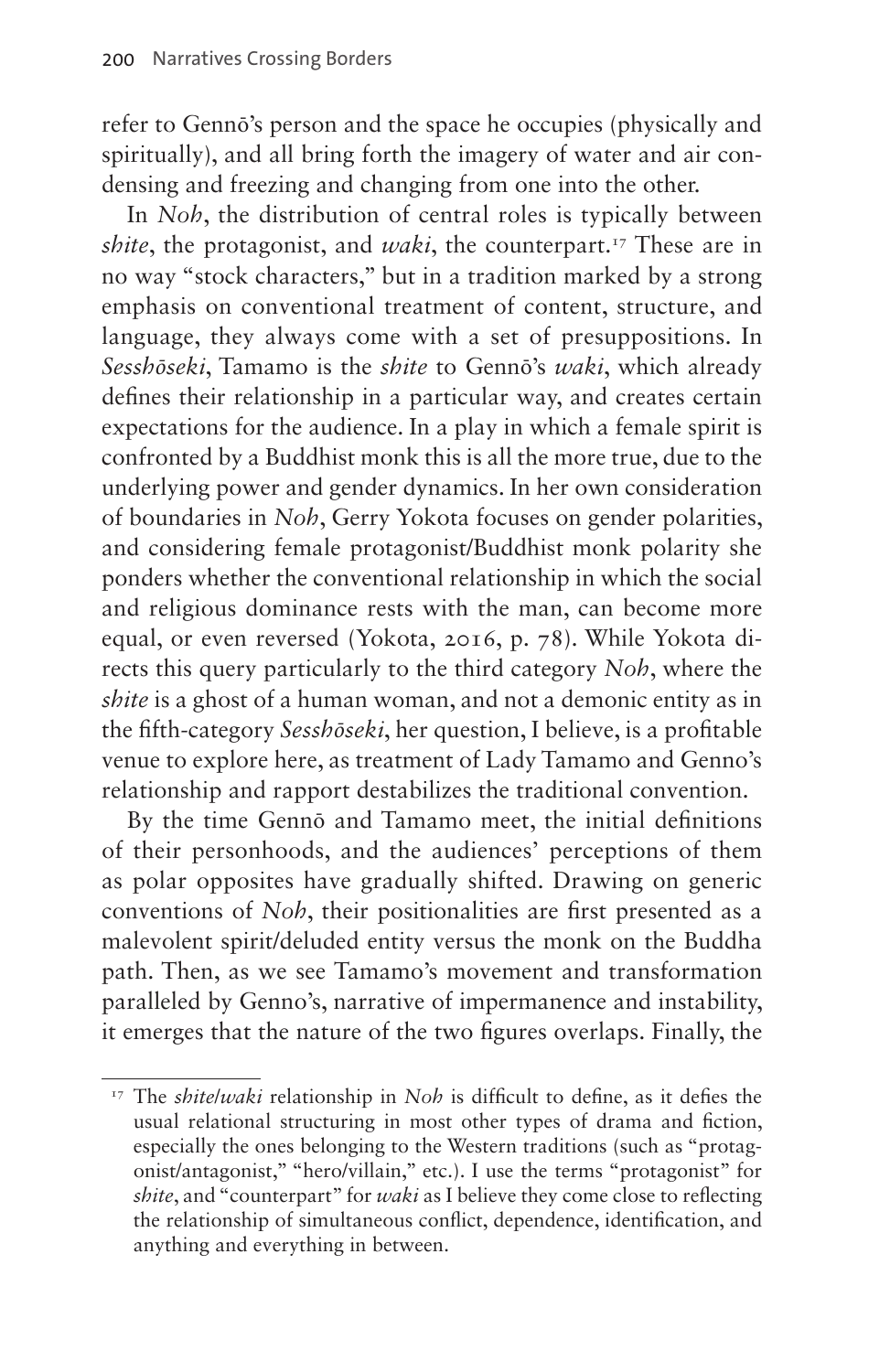refer to Gennō's person and the space he occupies (physically and spiritually), and all bring forth the imagery of water and air condensing and freezing and changing from one into the other.

In *Noh*, the distribution of central roles is typically between *shite*, the protagonist, and *waki*, the counterpart.[17] These are in no way "stock characters," but in a tradition marked by a strong emphasis on conventional treatment of content, structure, and language, they always come with a set of presuppositions. In *Sesshōseki*, Tamamo is the *shite* to Gennō's *waki*, which already defines their relationship in a particular way, and creates certain expectations for the audience. In a play in which a female spirit is confronted by a Buddhist monk this is all the more true, due to the underlying power and gender dynamics. In her own consideration of boundaries in *Noh*, Gerry Yokota focuses on gender polarities, and considering female protagonist/Buddhist monk polarity she ponders whether the conventional relationship in which the social and religious dominance rests with the man, can become more equal, or even reversed (Yokota, 2016, p. 78). While Yokota directs this query particularly to the third category *Noh*, where the *shite* is a ghost of a human woman, and not a demonic entity as in the fifth-category *Sesshōseki*, her question, I believe, is a profitable venue to explore here, as treatment of Lady Tamamo and Genno's relationship and rapport destabilizes the traditional convention.

By the time Gennō and Tamamo meet, the initial definitions of their personhoods, and the audiences' perceptions of them as polar opposites have gradually shifted. Drawing on generic conventions of *Noh*, their positionalities are first presented as a malevolent spirit/deluded entity versus the monk on the Buddha path. Then, as we see Tamamo's movement and transformation paralleled by Genno's, narrative of impermanence and instability, it emerges that the nature of the two figures overlaps. Finally, the

[17] The *shite*/*waki* relationship in *Noh* is difficult to define, as it defies the usual relational structuring in most other types of drama and fiction, especially the ones belonging to the Western traditions (such as "protagonist/antagonist," "hero/villain," etc.). I use the terms "protagonist" for *shite*, and "counterpart" for *waki* as I believe they come close to reflecting the relationship of simultaneous conflict, dependence, identification, and anything and everything in between.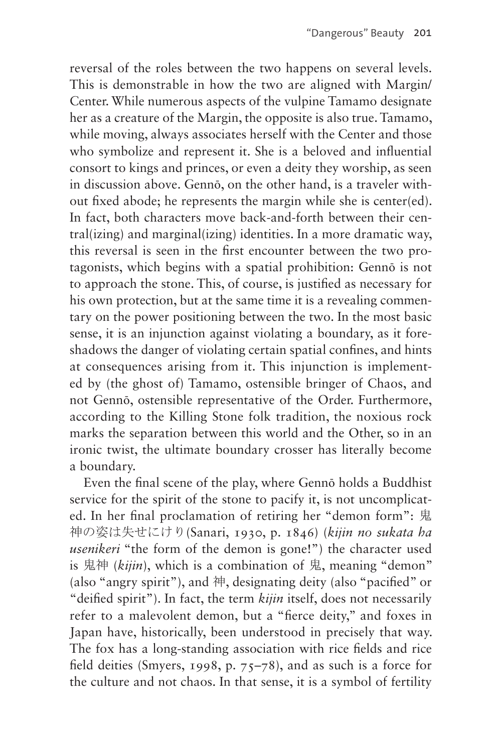reversal of the roles between the two happens on several levels. This is demonstrable in how the two are aligned with Margin/Center. While numerous aspects of the vulpine Tamamo designate her as a creature of the Margin, the opposite is also true. Tamamo, while moving, always associates herself with the Center and those who symbolize and represent it. She is a beloved and influential consort to kings and princes, or even a deity they worship, as seen in discussion above. Gennō, on the other hand, is a traveler without fixed abode; he represents the margin while she is center(ed). In fact, both characters move back-and-forth between their central(izing) and marginal(izing) identities. In a more dramatic way, this reversal is seen in the first encounter between the two protagonists, which begins with a spatial prohibition: Gennō is not to approach the stone. This, of course, is justified as necessary for his own protection, but at the same time it is a revealing commentary on the power positioning between the two. In the most basic sense, it is an injunction against violating a boundary, as it foreshadows the danger of violating certain spatial confines, and hints at consequences arising from it. This injunction is implemented by (the ghost of) Tamamo, ostensible bringer of Chaos, and not Gennō, ostensible representative of the Order. Furthermore, according to the Killing Stone folk tradition, the noxious rock marks the separation between this world and the Other, so in an ironic twist, the ultimate boundary crosser has literally become a boundary.

Even the final scene of the play, where Gennō holds a Buddhist service for the spirit of the stone to pacify it, is not uncomplicated. In her final proclamation of retiring her "demon form": 鬼神の姿は失せにけり (Sanari, 1930, p. 1846) (*kijin no sukata ha usenikeri* "the form of the demon is gone!") the character used is 鬼神 (*kijin*), which is a combination of 鬼, meaning "demon" (also "angry spirit"), and 神, designating deity (also "pacified" or "deified spirit"). In fact, the term *kijin* itself, does not necessarily refer to a malevolent demon, but a "fierce deity," and foxes in Japan have, historically, been understood in precisely that way. The fox has a long-standing association with rice fields and rice field deities (Smyers, 1998, p. 75–78), and as such is a force for the culture and not chaos. In that sense, it is a symbol of fertility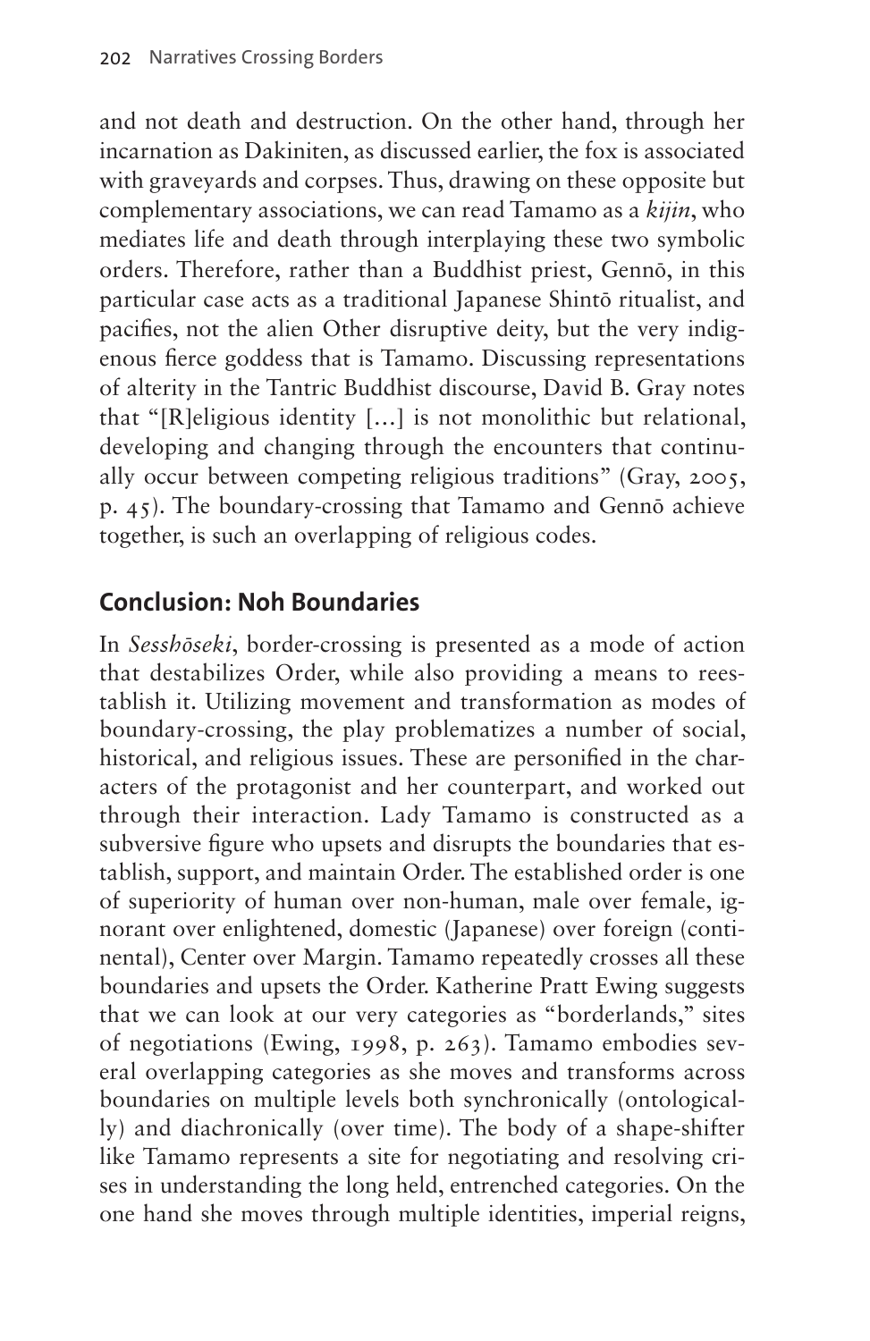and not death and destruction. On the other hand, through her incarnation as Dakiniten, as discussed earlier, the fox is associated with graveyards and corpses. Thus, drawing on these opposite but complementary associations, we can read Tamamo as a *kijin*, who mediates life and death through interplaying these two symbolic orders. Therefore, rather than a Buddhist priest, Gennō, in this particular case acts as a traditional Japanese Shintō ritualist, and pacifies, not the alien Other disruptive deity, but the very indigenous fierce goddess that is Tamamo. Discussing representations of alterity in the Tantric Buddhist discourse, David B. Gray notes that "[R]eligious identity [...] is not monolithic but relational, developing and changing through the encounters that continually occur between competing religious traditions" (Gray, 2005, p. 45). The boundary-crossing that Tamamo and Gennō achieve together, is such an overlapping of religious codes.

## Conclusion: Noh Boundaries

In *Sesshōseki*, border-crossing is presented as a mode of action that destabilizes Order, while also providing a means to reestablish it. Utilizing movement and transformation as modes of boundary-crossing, the play problematizes a number of social, historical, and religious issues. These are personified in the characters of the protagonist and her counterpart, and worked out through their interaction. Lady Tamamo is constructed as a subversive figure who upsets and disrupts the boundaries that establish, support, and maintain Order. The established order is one of superiority of human over non-human, male over female, ignorant over enlightened, domestic (Japanese) over foreign (continental), Center over Margin. Tamamo repeatedly crosses all these boundaries and upsets the Order. Katherine Pratt Ewing suggests that we can look at our very categories as "borderlands," sites of negotiations (Ewing, 1998, p. 263). Tamamo embodies several overlapping categories as she moves and transforms across boundaries on multiple levels both synchronically (ontologically) and diachronically (over time). The body of a shape-shifter like Tamamo represents a site for negotiating and resolving crises in understanding the long held, entrenched categories. On the one hand she moves through multiple identities, imperial reigns,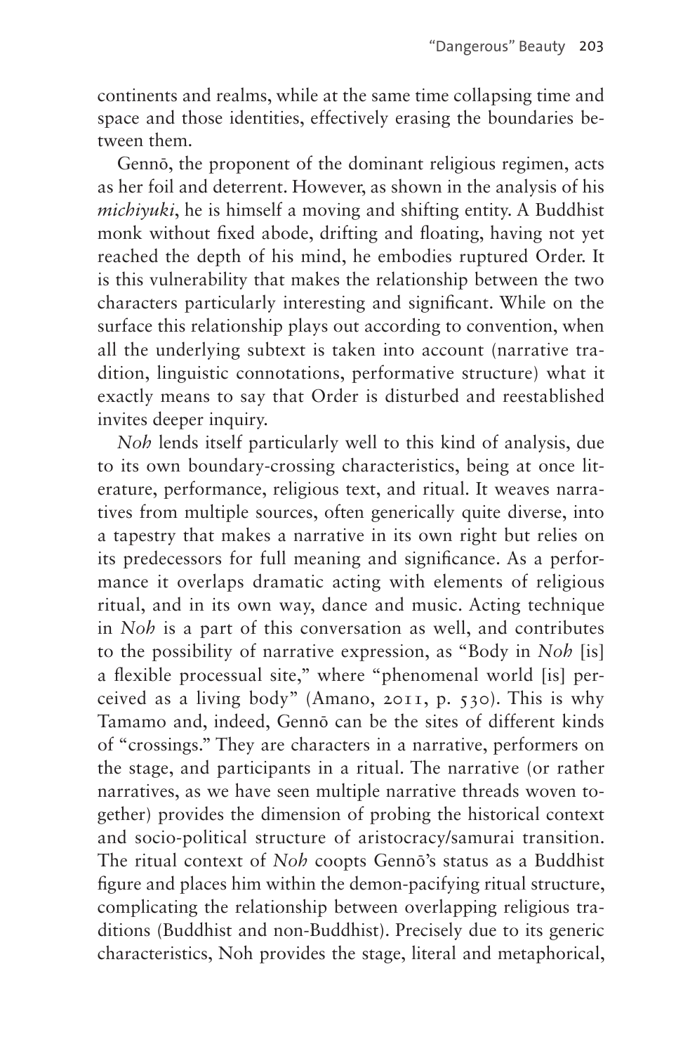continents and realms, while at the same time collapsing time and space and those identities, effectively erasing the boundaries between them.

Gennō, the proponent of the dominant religious regimen, acts as her foil and deterrent. However, as shown in the analysis of his *michiyuki*, he is himself a moving and shifting entity. A Buddhist monk without fixed abode, drifting and floating, having not yet reached the depth of his mind, he embodies ruptured Order. It is this vulnerability that makes the relationship between the two characters particularly interesting and significant. While on the surface this relationship plays out according to convention, when all the underlying subtext is taken into account (narrative tradition, linguistic connotations, performative structure) what it exactly means to say that Order is disturbed and reestablished invites deeper inquiry.

*Noh* lends itself particularly well to this kind of analysis, due to its own boundary-crossing characteristics, being at once literature, performance, religious text, and ritual. It weaves narratives from multiple sources, often generically quite diverse, into a tapestry that makes a narrative in its own right but relies on its predecessors for full meaning and significance. As a performance it overlaps dramatic acting with elements of religious ritual, and in its own way, dance and music. Acting technique in *Noh* is a part of this conversation as well, and contributes to the possibility of narrative expression, as "Body in *Noh* [is] a flexible processual site," where "phenomenal world [is] perceived as a living body" (Amano, 2011, p. 530). This is why Tamamo and, indeed, Gennō can be the sites of different kinds of "crossings." They are characters in a narrative, performers on the stage, and participants in a ritual. The narrative (or rather narratives, as we have seen multiple narrative threads woven together) provides the dimension of probing the historical context and socio-political structure of aristocracy/samurai transition. The ritual context of *Noh* coopts Gennō's status as a Buddhist figure and places him within the demon-pacifying ritual structure, complicating the relationship between overlapping religious traditions (Buddhist and non-Buddhist). Precisely due to its generic characteristics, Noh provides the stage, literal and metaphorical,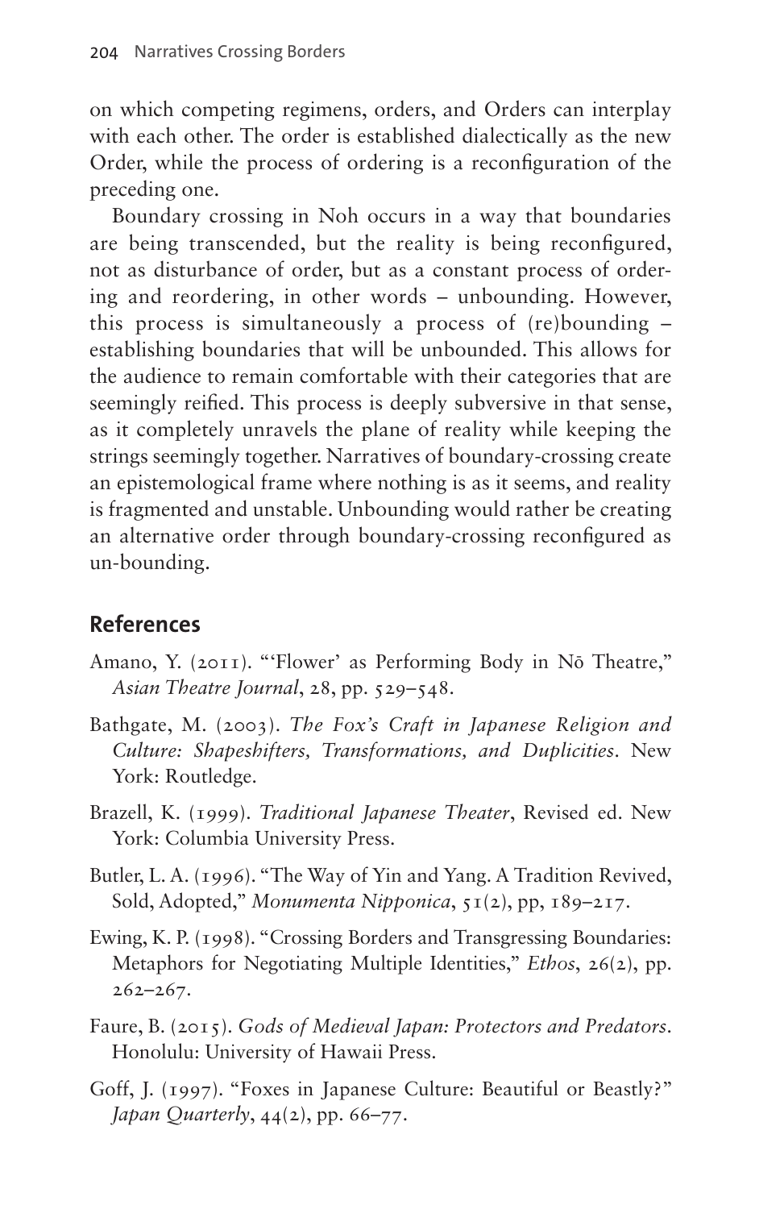on which competing regimens, orders, and Orders can interplay with each other. The order is established dialectically as the new Order, while the process of ordering is a reconfiguration of the preceding one.

Boundary crossing in Noh occurs in a way that boundaries are being transcended, but the reality is being reconfigured, not as disturbance of order, but as a constant process of ordering and reordering, in other words – unbounding. However, this process is simultaneously a process of (re)bounding – establishing boundaries that will be unbounded. This allows for the audience to remain comfortable with their categories that are seemingly reified. This process is deeply subversive in that sense, as it completely unravels the plane of reality while keeping the strings seemingly together. Narratives of boundary-crossing create an epistemological frame where nothing is as it seems, and reality is fragmented and unstable. Unbounding would rather be creating an alternative order through boundary-crossing reconfigured as un-bounding.

## References

Amano, Y. (2011). "'Flower' as Performing Body in Nō Theatre," *Asian Theatre Journal*, 28, pp. 529–548.

Bathgate, M. (2003). *The Fox's Craft in Japanese Religion and Culture: Shapeshifters, Transformations, and Duplicities*. New York: Routledge.

Brazell, K. (1999). *Traditional Japanese Theater*, Revised ed. New York: Columbia University Press.

Butler, L. A. (1996). "The Way of Yin and Yang. A Tradition Revived, Sold, Adopted," *Monumenta Nipponica*, 51(2), pp, 189–217.

Ewing, K. P. (1998). "Crossing Borders and Transgressing Boundaries: Metaphors for Negotiating Multiple Identities," *Ethos*, 26(2), pp. 262–267.

Faure, B. (2015). *Gods of Medieval Japan: Protectors and Predators*. Honolulu: University of Hawaii Press.

Goff, J. (1997). "Foxes in Japanese Culture: Beautiful or Beastly?" *Japan Quarterly*, 44(2), pp. 66–77.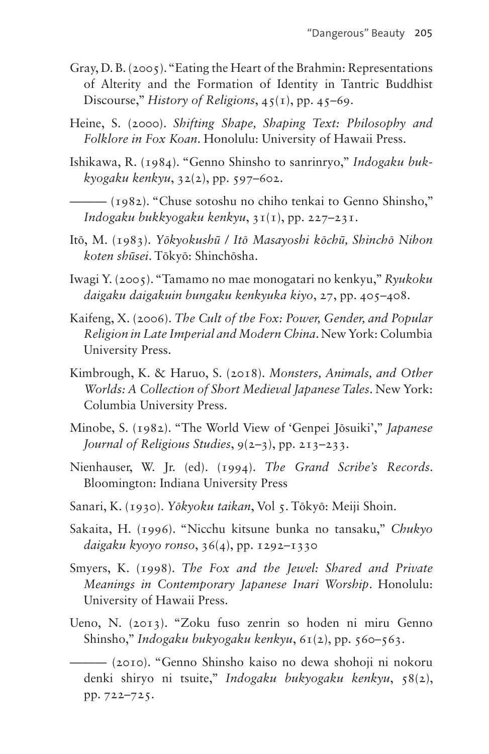Gray, D. B. (2005). "Eating the Heart of the Brahmin: Representations of Alterity and the Formation of Identity in Tantric Buddhist Discourse," *History of Religions*, 45(1), pp. 45–69.

Heine, S. (2000). *Shifting Shape, Shaping Text: Philosophy and Folklore in Fox Koan*. Honolulu: University of Hawaii Press.

Ishikawa, R. (1984). "Genno Shinsho to sanrinryo," *Indogaku bukkyogaku kenkyu*, 32(2), pp. 597–602.

——— (1982). "Chuse sotoshu no chiho tenkai to Genno Shinsho," *Indogaku bukkyogaku kenkyu*, 31(1), pp. 227–231.

Itō, M. (1983). *Yōkyokushū / Itō Masayoshi kōchū, Shinchō Nihon koten shūsei*. Tōkyō: Shinchōsha.

Iwagi Y. (2005). "Tamamo no mae monogatari no kenkyu," *Ryukoku daigaku daigakuin bungaku kenkyuka kiyo*, 27, pp. 405–408.

Kaifeng, X. (2006). *The Cult of the Fox: Power, Gender, and Popular Religion in Late Imperial and Modern China*. New York: Columbia University Press.

Kimbrough, K. & Haruo, S. (2018). *Monsters, Animals, and Other Worlds: A Collection of Short Medieval Japanese Tales*. New York: Columbia University Press.

Minobe, S. (1982). "The World View of 'Genpei Jōsuiki'," *Japanese Journal of Religious Studies*, 9(2–3), pp. 213–233.

Nienhauser, W. Jr. (ed). (1994). *The Grand Scribe's Records*. Bloomington: Indiana University Press

Sanari, K. (1930). *Yōkyoku taikan*, Vol 5. Tōkyō: Meiji Shoin.

Sakaita, H. (1996). "Nicchu kitsune bunka no tansaku," *Chukyo daigaku kyoyo ronso*, 36(4), pp. 1292–1330

Smyers, K. (1998). *The Fox and the Jewel: Shared and Private Meanings in Contemporary Japanese Inari Worship*. Honolulu: University of Hawaii Press.

Ueno, N. (2013). "Zoku fuso zenrin so hoden ni miru Genno Shinsho," *Indogaku bukyogaku kenkyu*, 61(2), pp. 560–563.

——— (2010). "Genno Shinsho kaiso no dewa shohoji ni nokoru denki shiryo ni tsuite," *Indogaku bukyogaku kenkyu*, 58(2), pp. 722–725.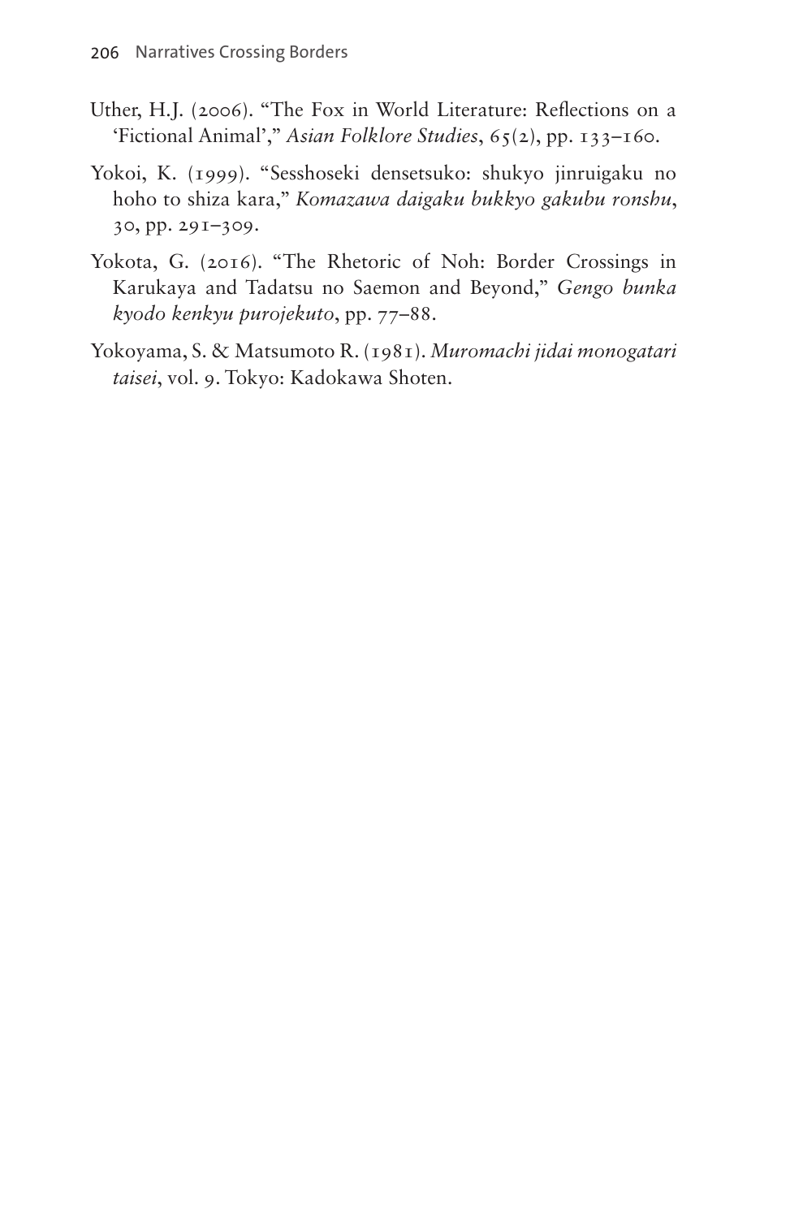Uther, H.J. (2006). "The Fox in World Literature: Reflections on a 'Fictional Animal'," *Asian Folklore Studies*, 65(2), pp. 133–160.

Yokoi, K. (1999). "Sesshoseki densetsuko: shukyo jinruigaku no hoho to shiza kara," *Komazawa daigaku bukkyo gakubu ronshu*, 30, pp. 291–309.

Yokota, G. (2016). "The Rhetoric of Noh: Border Crossings in Karukaya and Tadatsu no Saemon and Beyond," *Gengo bunka kyodo kenkyu purojekuto*, pp. 77–88.

Yokoyama, S. & Matsumoto R. (1981). *Muromachi jidai monogatari taisei*, vol. 9. Tokyo: Kadokawa Shoten.